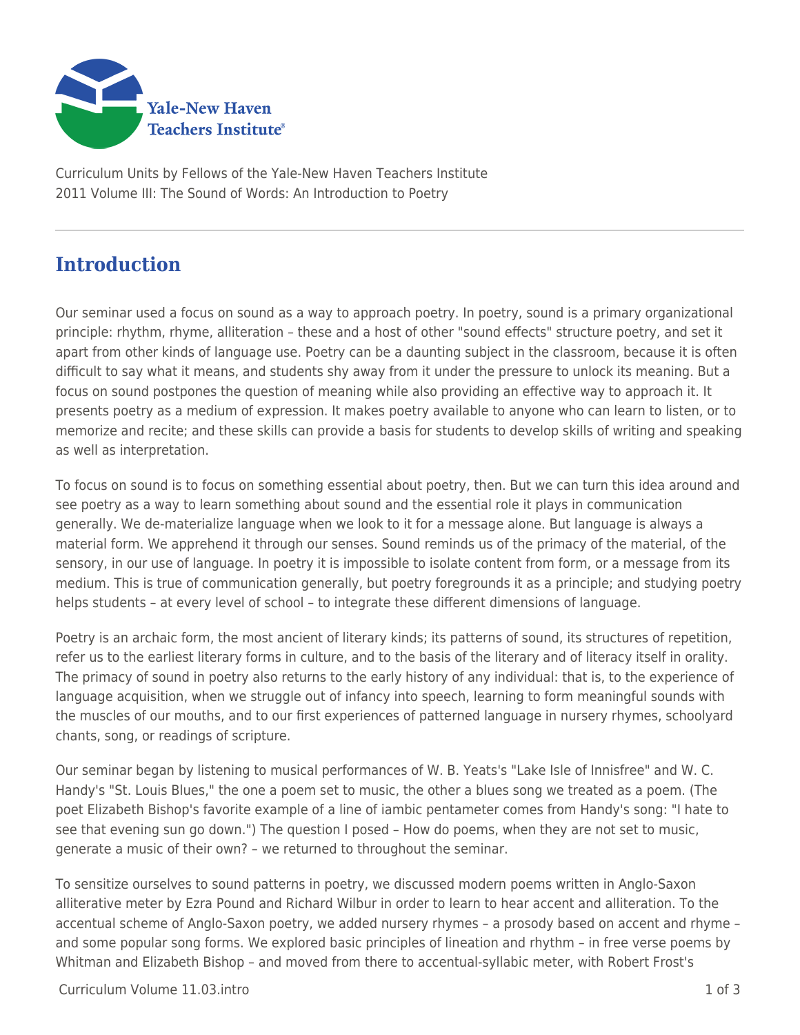Curriculum Units by Fellows of the Yale-New Haven Teachers Institute
2011 Volume III: The Sound of Words: An Introduction to Poetry

# Introduction

Our seminar used a focus on sound as a way to approach poetry. In poetry, sound is a primary organizational principle: rhythm, rhyme, alliteration – these and a host of other "sound effects" structure poetry, and set it apart from other kinds of language use. Poetry can be a daunting subject in the classroom, because it is often difficult to say what it means, and students shy away from it under the pressure to unlock its meaning. But a focus on sound postpones the question of meaning while also providing an effective way to approach it. It presents poetry as a medium of expression. It makes poetry available to anyone who can learn to listen, or to memorize and recite; and these skills can provide a basis for students to develop skills of writing and speaking as well as interpretation.

To focus on sound is to focus on something essential about poetry, then. But we can turn this idea around and see poetry as a way to learn something about sound and the essential role it plays in communication generally. We de-materialize language when we look to it for a message alone. But language is always a material form. We apprehend it through our senses. Sound reminds us of the primacy of the material, of the sensory, in our use of language. In poetry it is impossible to isolate content from form, or a message from its medium. This is true of communication generally, but poetry foregrounds it as a principle; and studying poetry helps students – at every level of school – to integrate these different dimensions of language.

Poetry is an archaic form, the most ancient of literary kinds; its patterns of sound, its structures of repetition, refer us to the earliest literary forms in culture, and to the basis of the literary and of literacy itself in orality. The primacy of sound in poetry also returns to the early history of any individual: that is, to the experience of language acquisition, when we struggle out of infancy into speech, learning to form meaningful sounds with the muscles of our mouths, and to our first experiences of patterned language in nursery rhymes, schoolyard chants, song, or readings of scripture.

Our seminar began by listening to musical performances of W. B. Yeats's "Lake Isle of Innisfree" and W. C. Handy's "St. Louis Blues," the one a poem set to music, the other a blues song we treated as a poem. (The poet Elizabeth Bishop's favorite example of a line of iambic pentameter comes from Handy's song: "I hate to see that evening sun go down.") The question I posed – How do poems, when they are not set to music, generate a music of their own? – we returned to throughout the seminar.

To sensitize ourselves to sound patterns in poetry, we discussed modern poems written in Anglo-Saxon alliterative meter by Ezra Pound and Richard Wilbur in order to learn to hear accent and alliteration. To the accentual scheme of Anglo-Saxon poetry, we added nursery rhymes – a prosody based on accent and rhyme – and some popular song forms. We explored basic principles of lineation and rhythm – in free verse poems by Whitman and Elizabeth Bishop – and moved from there to accentual-syllabic meter, with Robert Frost's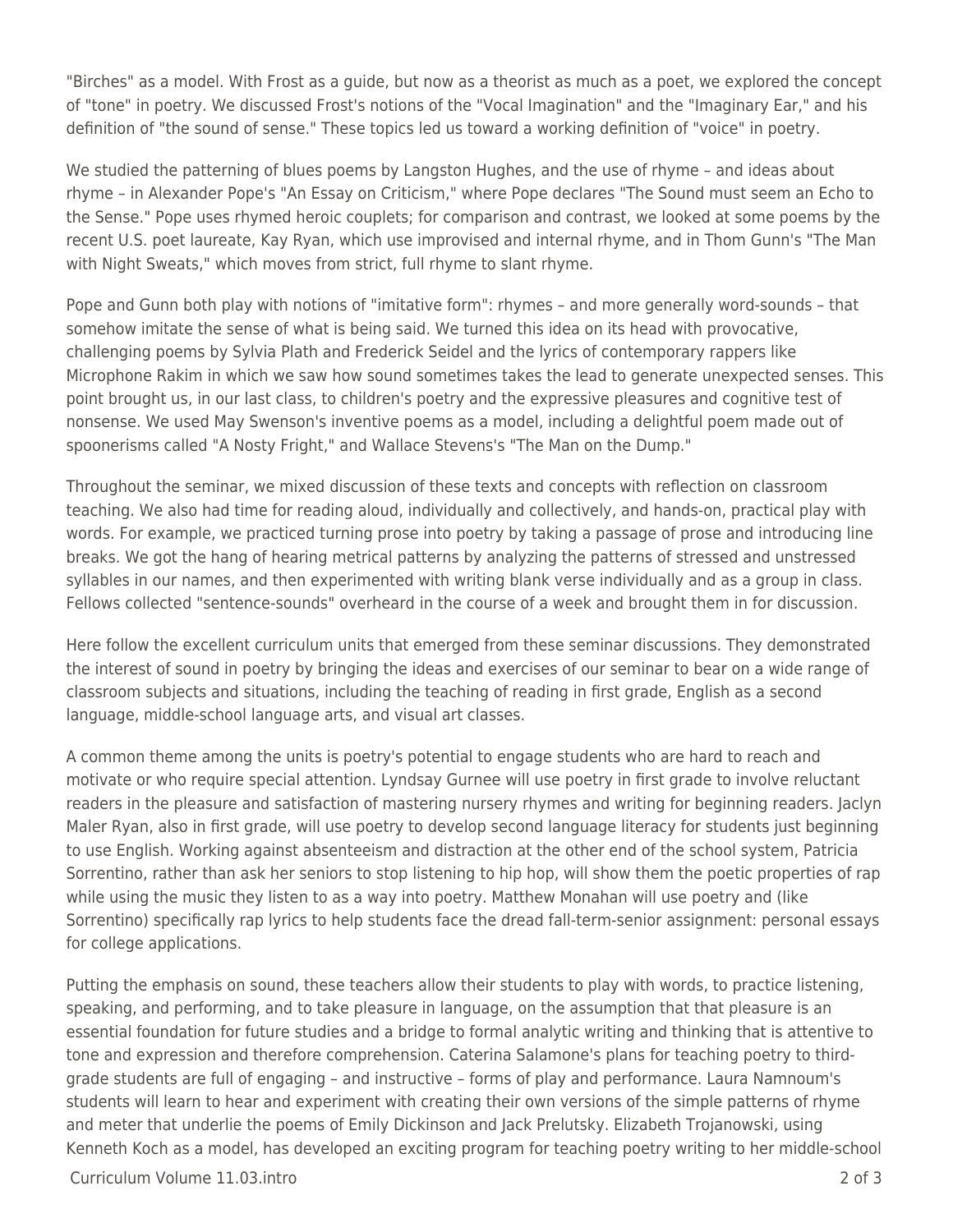"Birches" as a model. With Frost as a guide, but now as a theorist as much as a poet, we explored the concept of "tone" in poetry. We discussed Frost's notions of the "Vocal Imagination" and the "Imaginary Ear," and his definition of "the sound of sense." These topics led us toward a working definition of "voice" in poetry.

We studied the patterning of blues poems by Langston Hughes, and the use of rhyme – and ideas about rhyme – in Alexander Pope's "An Essay on Criticism," where Pope declares "The Sound must seem an Echo to the Sense." Pope uses rhymed heroic couplets; for comparison and contrast, we looked at some poems by the recent U.S. poet laureate, Kay Ryan, which use improvised and internal rhyme, and in Thom Gunn's "The Man with Night Sweats," which moves from strict, full rhyme to slant rhyme.

Pope and Gunn both play with notions of "imitative form": rhymes – and more generally word-sounds – that somehow imitate the sense of what is being said. We turned this idea on its head with provocative, challenging poems by Sylvia Plath and Frederick Seidel and the lyrics of contemporary rappers like Microphone Rakim in which we saw how sound sometimes takes the lead to generate unexpected senses. This point brought us, in our last class, to children's poetry and the expressive pleasures and cognitive test of nonsense. We used May Swenson's inventive poems as a model, including a delightful poem made out of spoonerisms called "A Nosty Fright," and Wallace Stevens's "The Man on the Dump."

Throughout the seminar, we mixed discussion of these texts and concepts with reflection on classroom teaching. We also had time for reading aloud, individually and collectively, and hands-on, practical play with words. For example, we practiced turning prose into poetry by taking a passage of prose and introducing line breaks. We got the hang of hearing metrical patterns by analyzing the patterns of stressed and unstressed syllables in our names, and then experimented with writing blank verse individually and as a group in class. Fellows collected "sentence-sounds" overheard in the course of a week and brought them in for discussion.

Here follow the excellent curriculum units that emerged from these seminar discussions. They demonstrated the interest of sound in poetry by bringing the ideas and exercises of our seminar to bear on a wide range of classroom subjects and situations, including the teaching of reading in first grade, English as a second language, middle-school language arts, and visual art classes.

A common theme among the units is poetry's potential to engage students who are hard to reach and motivate or who require special attention. Lyndsay Gurnee will use poetry in first grade to involve reluctant readers in the pleasure and satisfaction of mastering nursery rhymes and writing for beginning readers. Jaclyn Maler Ryan, also in first grade, will use poetry to develop second language literacy for students just beginning to use English. Working against absenteeism and distraction at the other end of the school system, Patricia Sorrentino, rather than ask her seniors to stop listening to hip hop, will show them the poetic properties of rap while using the music they listen to as a way into poetry. Matthew Monahan will use poetry and (like Sorrentino) specifically rap lyrics to help students face the dread fall-term-senior assignment: personal essays for college applications.

Putting the emphasis on sound, these teachers allow their students to play with words, to practice listening, speaking, and performing, and to take pleasure in language, on the assumption that that pleasure is an essential foundation for future studies and a bridge to formal analytic writing and thinking that is attentive to tone and expression and therefore comprehension. Caterina Salamone's plans for teaching poetry to third-grade students are full of engaging – and instructive – forms of play and performance. Laura Namnoum's students will learn to hear and experiment with creating their own versions of the simple patterns of rhyme and meter that underlie the poems of Emily Dickinson and Jack Prelutsky. Elizabeth Trojanowski, using Kenneth Koch as a model, has developed an exciting program for teaching poetry writing to her middle-school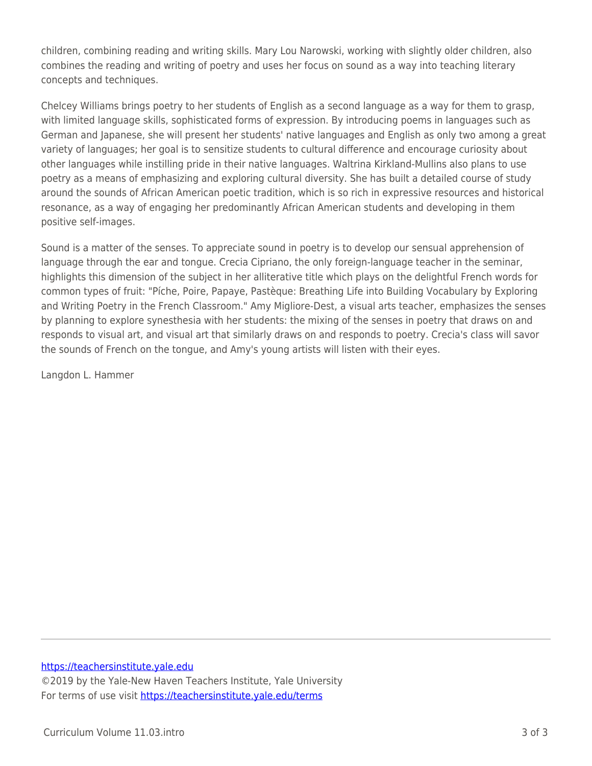children, combining reading and writing skills. Mary Lou Narowski, working with slightly older children, also combines the reading and writing of poetry and uses her focus on sound as a way into teaching literary concepts and techniques.

Chelcey Williams brings poetry to her students of English as a second language as a way for them to grasp, with limited language skills, sophisticated forms of expression. By introducing poems in languages such as German and Japanese, she will present her students' native languages and English as only two among a great variety of languages; her goal is to sensitize students to cultural difference and encourage curiosity about other languages while instilling pride in their native languages. Waltrina Kirkland-Mullins also plans to use poetry as a means of emphasizing and exploring cultural diversity. She has built a detailed course of study around the sounds of African American poetic tradition, which is so rich in expressive resources and historical resonance, as a way of engaging her predominantly African American students and developing in them positive self-images.

Sound is a matter of the senses. To appreciate sound in poetry is to develop our sensual apprehension of language through the ear and tongue. Crecia Cipriano, the only foreign-language teacher in the seminar, highlights this dimension of the subject in her alliterative title which plays on the delightful French words for common types of fruit: "Píche, Poire, Papaye, Pastèque: Breathing Life into Building Vocabulary by Exploring and Writing Poetry in the French Classroom." Amy Migliore-Dest, a visual arts teacher, emphasizes the senses by planning to explore synesthesia with her students: the mixing of the senses in poetry that draws on and responds to visual art, and visual art that similarly draws on and responds to poetry. Crecia's class will savor the sounds of French on the tongue, and Amy's young artists will listen with their eyes.

Langdon L. Hammer

https://teachersinstitute.yale.edu

©2019 by the Yale-New Haven Teachers Institute, Yale University

For terms of use visit https://teachersinstitute.yale.edu/terms